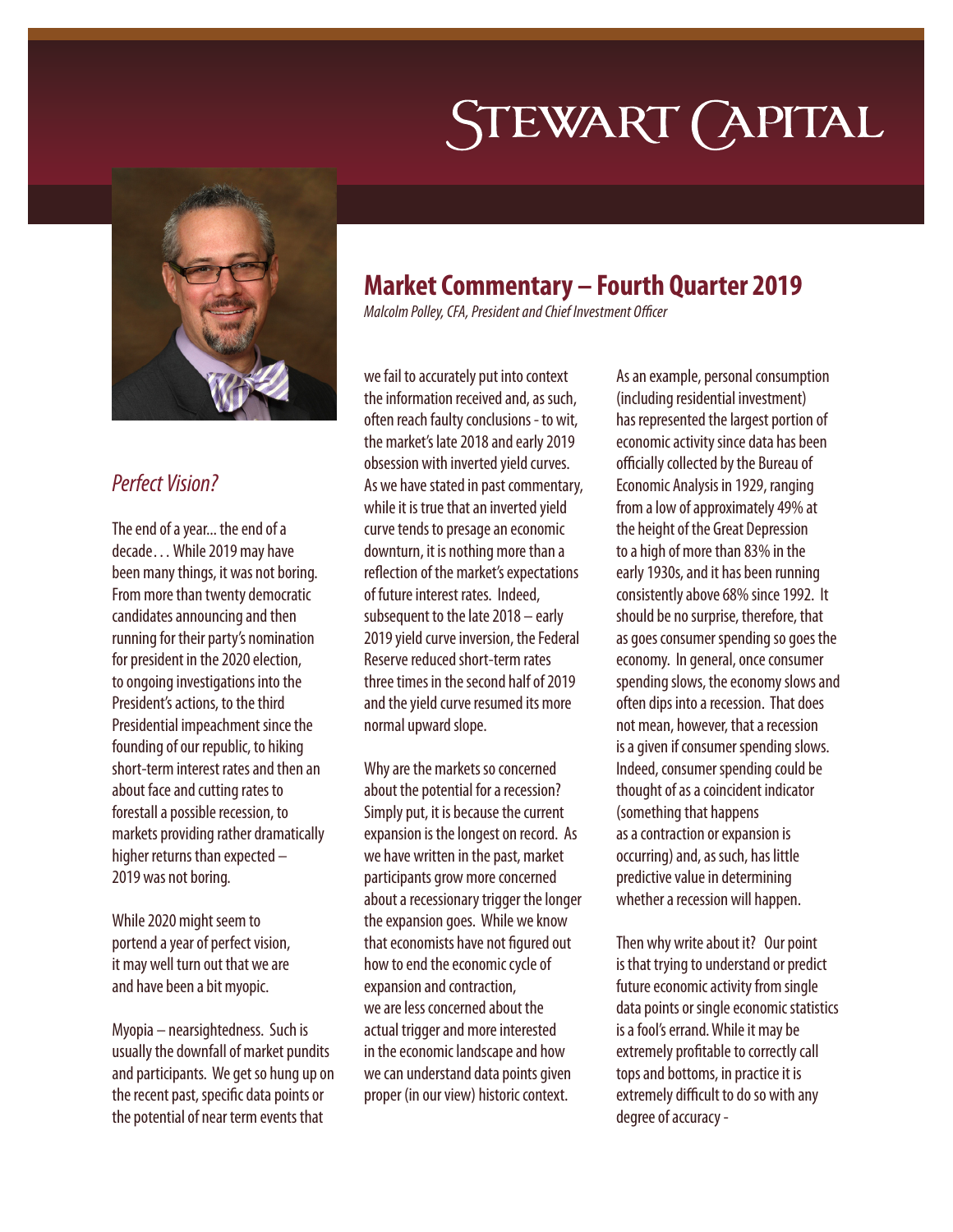# Stewart Capital

## Market Commentary – Fourth Quarter 2019

*Malcolm Polley, CFA, President and Chief Investment Officer*

### *Perfect Vision?*

The end of a year... the end of a decade. . . While 2019 may have been many things, it was not boring. From more than twenty democratic candidates announcing and then running for their party's nomination for president in the 2020 election, to ongoing investigations into the President's actions, to the third Presidential impeachment since the founding of our republic, to hiking short-term interest rates and then an about face and cutting rates to forestall a possible recession, to markets providing rather dramatically higher returns than expected – 2019 was not boring.

While 2020 might seem to portend a year of perfect vision, it may well turn out that we are and have been a bit myopic.

Myopia – nearsightedness. Such is usually the downfall of market pundits and participants. We get so hung up on the recent past, specific data points or the potential of near term events that we fail to accurately put into context the information received and, as such, often reach faulty conclusions - to wit, the market's late 2018 and early 2019 obsession with inverted yield curves. As we have stated in past commentary, while it is true that an inverted yield curve tends to presage an economic downturn, it is nothing more than a reflection of the market's expectations of future interest rates. Indeed, subsequent to the late 2018 – early 2019 yield curve inversion, the Federal Reserve reduced short-term rates three times in the second half of 2019 and the yield curve resumed its more normal upward slope.

Why are the markets so concerned about the potential for a recession? Simply put, it is because the current expansion is the longest on record. As we have written in the past, market participants grow more concerned about a recessionary trigger the longer the expansion goes. While we know that economists have not figured out how to end the economic cycle of expansion and contraction, we are less concerned about the actual trigger and more interested in the economic landscape and how we can understand data points given proper (in our view) historic context.

As an example, personal consumption (including residential investment) has represented the largest portion of economic activity since data has been officially collected by the Bureau of Economic Analysis in 1929, ranging from a low of approximately 49% at the height of the Great Depression to a high of more than 83% in the early 1930s, and it has been running consistently above 68% since 1992. It should be no surprise, therefore, that as goes consumer spending so goes the economy. In general, once consumer spending slows, the economy slows and often dips into a recession. That does not mean, however, that a recession is a given if consumer spending slows. Indeed, consumer spending could be thought of as a coincident indicator (something that happens as a contraction or expansion is occurring) and, as such, has little predictive value in determining whether a recession will happen.

Then why write about it? Our point is that trying to understand or predict future economic activity from single data points or single economic statistics is a fool's errand. While it may be extremely profitable to correctly call tops and bottoms, in practice it is extremely difficult to do so with any degree of accuracy -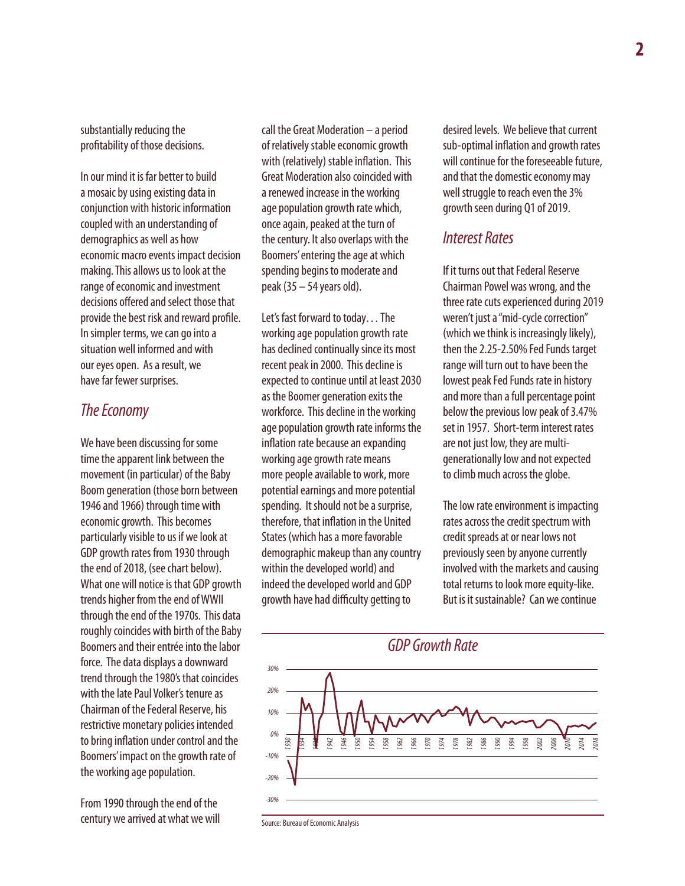substantially reducing the profitability of those decisions.

In our mind it is far better to build a mosaic by using existing data in conjunction with historic information coupled with an understanding of demographics as well as how economic macro events impact decision making. This allows us to look at the range of economic and investment decisions offered and select those that provide the best risk and reward profile. In simpler terms, we can go into a situation well informed and with our eyes open. As a result, we have far fewer surprises.

## *The Economy*

We have been discussing for some time the apparent link between the movement (in particular) of the Baby Boom generation (those born between 1946 and 1966) through time with economic growth. This becomes particularly visible to us if we look at GDP growth rates from 1930 through the end of 2018, (see chart below). What one will notice is that GDP growth trends higher from the end of WWII through the end of the 1970s. This data roughly coincides with birth of the Baby Boomers and their entrée into the labor force. The data displays a downward trend through the 1980's that coincides with the late Paul Volker's tenure as Chairman of the Federal Reserve, his restrictive monetary policies intended to bring inflation under control and the Boomers' impact on the growth rate of the working age population.

From 1990 through the end of the century we arrived at what we will call the Great Moderation – a period of relatively stable economic growth with (relatively) stable inflation. This Great Moderation also coincided with a renewed increase in the working age population growth rate which, once again, peaked at the turn of the century. It also overlaps with the Boomers' entering the age at which spending begins to moderate and peak (35 – 54 years old).

Let's fast forward to today… The working age population growth rate has declined continually since its most recent peak in 2000. This decline is expected to continue until at least 2030 as the Boomer generation exits the workforce. This decline in the working age population growth rate informs the inflation rate because an expanding working age growth rate means more people available to work, more potential earnings and more potential spending. It should not be a surprise, therefore, that inflation in the United States (which has a more favorable demographic makeup than any country within the developed world) and indeed the developed world and GDP growth have had difficulty getting to desired levels. We believe that current sub-optimal inflation and growth rates will continue for the foreseeable future, and that the domestic economy may well struggle to reach even the 3% growth seen during Q1 of 2019.

## *Interest Rates*

If it turns out that Federal Reserve Chairman Powel was wrong, and the three rate cuts experienced during 2019 weren't just a "mid-cycle correction" (which we think is increasingly likely), then the 2.25-2.50% Fed Funds target range will turn out to have been the lowest peak Fed Funds rate in history and more than a full percentage point below the previous low peak of 3.47% set in 1957. Short-term interest rates are not just low, they are multi-generationally low and not expected to climb much across the globe.

The low rate environment is impacting rates across the credit spectrum with credit spreads at or near lows not previously seen by anyone currently involved with the markets and causing total returns to look more equity-like. But is it sustainable? Can we continue

*GDP Growth Rate*

Source: Bureau of Economic Analysis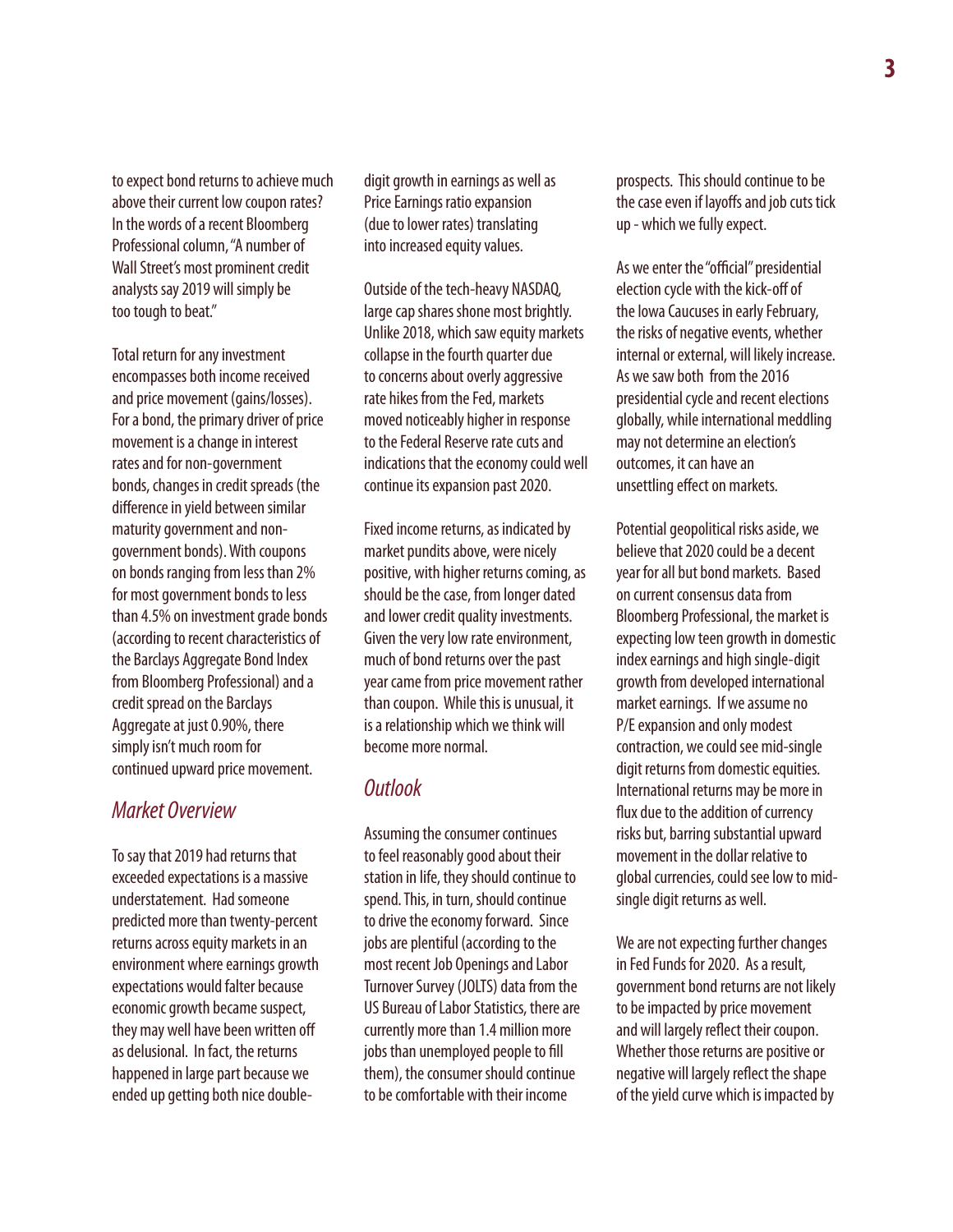to expect bond returns to achieve much above their current low coupon rates? In the words of a recent Bloomberg Professional column, "A number of Wall Street's most prominent credit analysts say 2019 will simply be too tough to beat."

Total return for any investment encompasses both income received and price movement (gains/losses). For a bond, the primary driver of price movement is a change in interest rates and for non-government bonds, changes in credit spreads (the difference in yield between similar maturity government and non-government bonds). With coupons on bonds ranging from less than 2% for most government bonds to less than 4.5% on investment grade bonds (according to recent characteristics of the Barclays Aggregate Bond Index from Bloomberg Professional) and a credit spread on the Barclays Aggregate at just 0.90%, there simply isn't much room for continued upward price movement.

## *Market Overview*

To say that 2019 had returns that exceeded expectations is a massive understatement. Had someone predicted more than twenty-percent returns across equity markets in an environment where earnings growth expectations would falter because economic growth became suspect, they may well have been written off as delusional. In fact, the returns happened in large part because we ended up getting both nice double-digit growth in earnings as well as Price Earnings ratio expansion (due to lower rates) translating into increased equity values.

Outside of the tech-heavy NASDAQ, large cap shares shone most brightly. Unlike 2018, which saw equity markets collapse in the fourth quarter due to concerns about overly aggressive rate hikes from the Fed, markets moved noticeably higher in response to the Federal Reserve rate cuts and indications that the economy could well continue its expansion past 2020.

Fixed income returns, as indicated by market pundits above, were nicely positive, with higher returns coming, as should be the case, from longer dated and lower credit quality investments. Given the very low rate environment, much of bond returns over the past year came from price movement rather than coupon. While this is unusual, it is a relationship which we think will become more normal.

## *Outlook*

Assuming the consumer continues to feel reasonably good about their station in life, they should continue to spend. This, in turn, should continue to drive the economy forward. Since jobs are plentiful (according to the most recent Job Openings and Labor Turnover Survey (JOLTS) data from the US Bureau of Labor Statistics, there are currently more than 1.4 million more jobs than unemployed people to fill them), the consumer should continue to be comfortable with their income prospects. This should continue to be the case even if layoffs and job cuts tick up - which we fully expect.

As we enter the "official" presidential election cycle with the kick-off of the Iowa Caucuses in early February, the risks of negative events, whether internal or external, will likely increase. As we saw both from the 2016 presidential cycle and recent elections globally, while international meddling may not determine an election's outcomes, it can have an unsettling effect on markets.

Potential geopolitical risks aside, we believe that 2020 could be a decent year for all but bond markets. Based on current consensus data from Bloomberg Professional, the market is expecting low teen growth in domestic index earnings and high single-digit growth from developed international market earnings. If we assume no P/E expansion and only modest contraction, we could see mid-single digit returns from domestic equities. International returns may be more in flux due to the addition of currency risks but, barring substantial upward movement in the dollar relative to global currencies, could see low to mid-single digit returns as well.

We are not expecting further changes in Fed Funds for 2020. As a result, government bond returns are not likely to be impacted by price movement and will largely reflect their coupon. Whether those returns are positive or negative will largely reflect the shape of the yield curve which is impacted by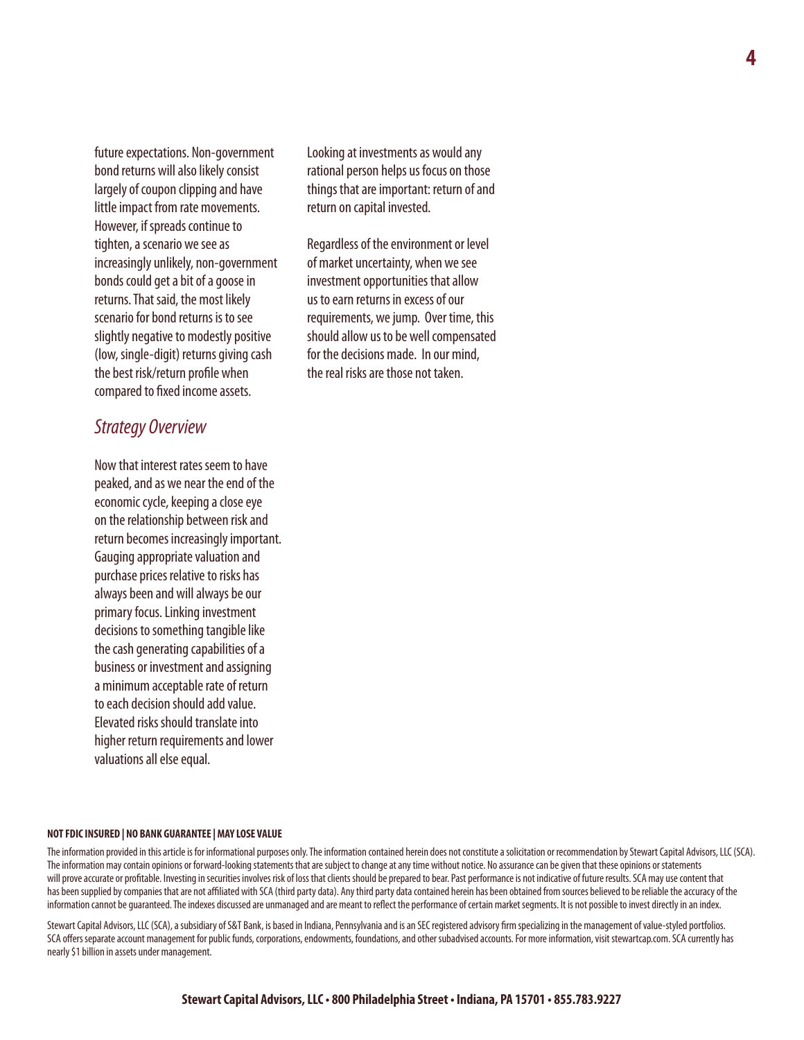future expectations. Non-government bond returns will also likely consist largely of coupon clipping and have little impact from rate movements. However, if spreads continue to tighten, a scenario we see as increasingly unlikely, non-government bonds could get a bit of a goose in returns. That said, the most likely scenario for bond returns is to see slightly negative to modestly positive (low, single-digit) returns giving cash the best risk/return profile when compared to fixed income assets.

## *Strategy Overview*

Now that interest rates seem to have peaked, and as we near the end of the economic cycle, keeping a close eye on the relationship between risk and return becomes increasingly important. Gauging appropriate valuation and purchase prices relative to risks has always been and will always be our primary focus. Linking investment decisions to something tangible like the cash generating capabilities of a business or investment and assigning a minimum acceptable rate of return to each decision should add value. Elevated risks should translate into higher return requirements and lower valuations all else equal.

Looking at investments as would any rational person helps us focus on those things that are important: return of and return on capital invested.

Regardless of the environment or level of market uncertainty, when we see investment opportunities that allow us to earn returns in excess of our requirements, we jump. Over time, this should allow us to be well compensated for the decisions made. In our mind, the real risks are those not taken.

**NOT FDIC INSURED | NO BANK GUARANTEE | MAY LOSE VALUE**

The information provided in this article is for informational purposes only. The information contained herein does not constitute a solicitation or recommendation by Stewart Capital Advisors, LLC (SCA). The information may contain opinions or forward-looking statements that are subject to change at any time without notice. No assurance can be given that these opinions or statements will prove accurate or profitable. Investing in securities involves risk of loss that clients should be prepared to bear. Past performance is not indicative of future results. SCA may use content that has been supplied by companies that are not affiliated with SCA (third party data). Any third party data contained herein has been obtained from sources believed to be reliable the accuracy of the information cannot be guaranteed. The indexes discussed are unmanaged and are meant to reflect the performance of certain market segments. It is not possible to invest directly in an index.

Stewart Capital Advisors, LLC (SCA), a subsidiary of S&T Bank, is based in Indiana, Pennsylvania and is an SEC registered advisory firm specializing in the management of value-styled portfolios. SCA offers separate account management for public funds, corporations, endowments, foundations, and other subadvised accounts. For more information, visit stewartcap.com. SCA currently has nearly $1 billion in assets under management.

**Stewart Capital Advisors, LLC • 800 Philadelphia Street • Indiana, PA 15701 • 855.783.9227**